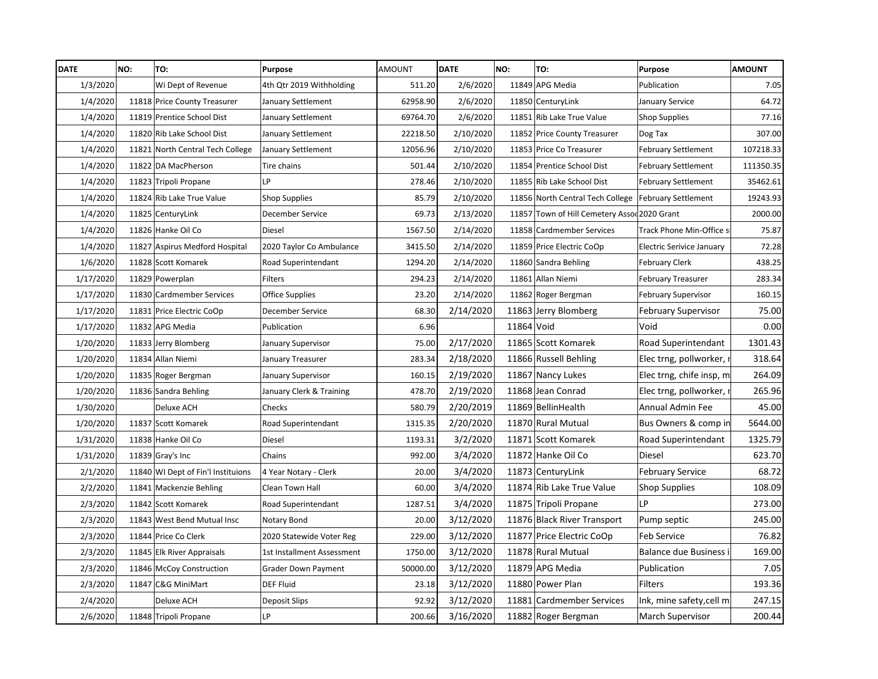| DATE | NO: | TO: | Purpose | AMOUNT | DATE | NO: | TO: | Purpose | AMOUNT |
|---|---|---|---|---|---|---|---|---|---|
| 1/3/2020 | | Wi Dept of Revenue | 4th Qtr 2019 Withholding | 511.20 | 2/6/2020 | 11849 | APG Media | Publication | 7.05 |
| 1/4/2020 | 11818 | Price County Treasurer | January Settlement | 62958.90 | 2/6/2020 | 11850 | CenturyLink | January Service | 64.72 |
| 1/4/2020 | 11819 | Prentice School Dist | January Settlement | 69764.70 | 2/6/2020 | 11851 | Rib Lake True Value | Shop Supplies | 77.16 |
| 1/4/2020 | 11820 | Rib Lake School Dist | January Settlement | 22218.50 | 2/10/2020 | 11852 | Price County Treasurer | Dog Tax | 307.00 |
| 1/4/2020 | 11821 | North Central Tech College | January Settlement | 12056.96 | 2/10/2020 | 11853 | Price Co Treasurer | February Settlement | 107218.33 |
| 1/4/2020 | 11822 | DA MacPherson | Tire chains | 501.44 | 2/10/2020 | 11854 | Prentice School Dist | February Settlement | 111350.35 |
| 1/4/2020 | 11823 | Tripoli Propane | LP | 278.46 | 2/10/2020 | 11855 | Rib Lake School Dist | February Settlement | 35462.61 |
| 1/4/2020 | 11824 | Rib Lake True Value | Shop Supplies | 85.79 | 2/10/2020 | 11856 | North Central Tech College | February Settlement | 19243.93 |
| 1/4/2020 | 11825 | CenturyLink | December Service | 69.73 | 2/13/2020 | 11857 | Town of Hill Cemetery Asso | 2020 Grant | 2000.00 |
| 1/4/2020 | 11826 | Hanke Oil Co | Diesel | 1567.50 | 2/14/2020 | 11858 | Cardmember Services | Track Phone Min-Office s | 75.87 |
| 1/4/2020 | 11827 | Aspirus Medford Hospital | 2020 Taylor Co Ambulance | 3415.50 | 2/14/2020 | 11859 | Price Electric CoOp | Electric Serivice January | 72.28 |
| 1/6/2020 | 11828 | Scott Komarek | Road Superintendant | 1294.20 | 2/14/2020 | 11860 | Sandra Behling | February Clerk | 438.25 |
| 1/17/2020 | 11829 | Powerplan | Filters | 294.23 | 2/14/2020 | 11861 | Allan Niemi | February Treasurer | 283.34 |
| 1/17/2020 | 11830 | Cardmember Services | Office Supplies | 23.20 | 2/14/2020 | 11862 | Roger Bergman | February Supervisor | 160.15 |
| 1/17/2020 | 11831 | Price Electric CoOp | December Service | 68.30 | 2/14/2020 | 11863 | Jerry Blomberg | February Supervisor | 75.00 |
| 1/17/2020 | 11832 | APG Media | Publication | 6.96 | | 11864 | Void | Void | 0.00 |
| 1/20/2020 | 11833 | Jerry Blomberg | January Supervisor | 75.00 | 2/17/2020 | 11865 | Scott Komarek | Road Superintendant | 1301.43 |
| 1/20/2020 | 11834 | Allan Niemi | January Treasurer | 283.34 | 2/18/2020 | 11866 | Russell Behling | Elec trng, pollworker, r | 318.64 |
| 1/20/2020 | 11835 | Roger Bergman | January Supervisor | 160.15 | 2/19/2020 | 11867 | Nancy Lukes | Elec trng, chife insp, m | 264.09 |
| 1/20/2020 | 11836 | Sandra Behling | January Clerk & Training | 478.70 | 2/19/2020 | 11868 | Jean Conrad | Elec trng, pollworker, r | 265.96 |
| 1/30/2020 | | Deluxe ACH | Checks | 580.79 | 2/20/2019 | 11869 | BellinHealth | Annual Admin Fee | 45.00 |
| 1/20/2020 | 11837 | Scott Komarek | Road Superintendant | 1315.35 | 2/20/2020 | 11870 | Rural Mutual | Bus Owners & comp in | 5644.00 |
| 1/31/2020 | 11838 | Hanke Oil Co | Diesel | 1193.31 | 3/2/2020 | 11871 | Scott Komarek | Road Superintendant | 1325.79 |
| 1/31/2020 | 11839 | Gray's Inc | Chains | 992.00 | 3/4/2020 | 11872 | Hanke Oil Co | Diesel | 623.70 |
| 2/1/2020 | 11840 | WI Dept of Fin'l Instituions | 4 Year Notary - Clerk | 20.00 | 3/4/2020 | 11873 | CenturyLink | February Service | 68.72 |
| 2/2/2020 | 11841 | Mackenzie Behling | Clean Town Hall | 60.00 | 3/4/2020 | 11874 | Rib Lake True Value | Shop Supplies | 108.09 |
| 2/3/2020 | 11842 | Scott Komarek | Road Superintendant | 1287.51 | 3/4/2020 | 11875 | Tripoli Propane | LP | 273.00 |
| 2/3/2020 | 11843 | West Bend Mutual Insc | Notary Bond | 20.00 | 3/12/2020 | 11876 | Black River Transport | Pump septic | 245.00 |
| 2/3/2020 | 11844 | Price Co Clerk | 2020 Statewide Voter Reg | 229.00 | 3/12/2020 | 11877 | Price Electric CoOp | Feb Service | 76.82 |
| 2/3/2020 | 11845 | Elk River Appraisals | 1st Installment Assessment | 1750.00 | 3/12/2020 | 11878 | Rural Mutual | Balance due Business i | 169.00 |
| 2/3/2020 | 11846 | McCoy Construction | Grader Down Payment | 50000.00 | 3/12/2020 | 11879 | APG Media | Publication | 7.05 |
| 2/3/2020 | 11847 | C&G MiniMart | DEF Fluid | 23.18 | 3/12/2020 | 11880 | Power Plan | Filters | 193.36 |
| 2/4/2020 | | Deluxe ACH | Deposit Slips | 92.92 | 3/12/2020 | 11881 | Cardmember Services | Ink, mine safety,cell m | 247.15 |
| 2/6/2020 | 11848 | Tripoli Propane | LP | 200.66 | 3/16/2020 | 11882 | Roger Bergman | March Supervisor | 200.44 |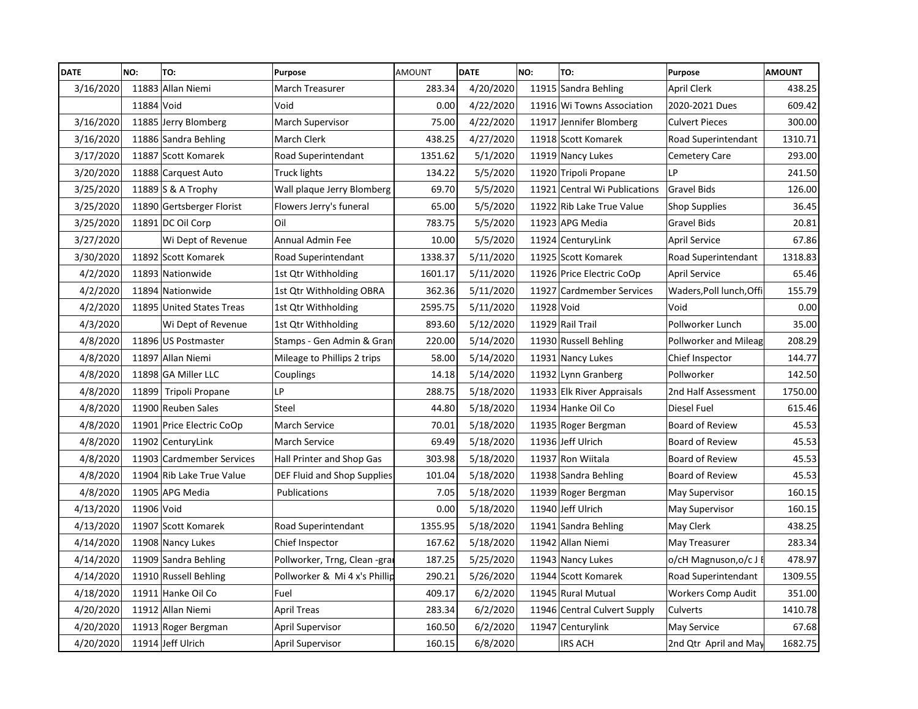| DATE | NO: | TO: | Purpose | AMOUNT | DATE | NO: | TO: | Purpose | AMOUNT |
|---|---|---|---|---|---|---|---|---|---|
| 3/16/2020 | 11883 | Allan Niemi | March Treasurer | 283.34 | 4/20/2020 | 11915 | Sandra Behling | April Clerk | 438.25 |
| | 11884 | Void | Void | 0.00 | 4/22/2020 | 11916 | Wi Towns Association | 2020-2021 Dues | 609.42 |
| 3/16/2020 | 11885 | Jerry Blomberg | March Supervisor | 75.00 | 4/22/2020 | 11917 | Jennifer Blomberg | Culvert Pieces | 300.00 |
| 3/16/2020 | 11886 | Sandra Behling | March Clerk | 438.25 | 4/27/2020 | 11918 | Scott Komarek | Road Superintendant | 1310.71 |
| 3/17/2020 | 11887 | Scott Komarek | Road Superintendant | 1351.62 | 5/1/2020 | 11919 | Nancy Lukes | Cemetery Care | 293.00 |
| 3/20/2020 | 11888 | Carquest Auto | Truck lights | 134.22 | 5/5/2020 | 11920 | Tripoli Propane | LP | 241.50 |
| 3/25/2020 | 11889 | S & A Trophy | Wall plaque Jerry Blomberg | 69.70 | 5/5/2020 | 11921 | Central Wi Publications | Gravel Bids | 126.00 |
| 3/25/2020 | 11890 | Gertsberger Florist | Flowers Jerry's funeral | 65.00 | 5/5/2020 | 11922 | Rib Lake True Value | Shop Supplies | 36.45 |
| 3/25/2020 | 11891 | DC Oil Corp | Oil | 783.75 | 5/5/2020 | 11923 | APG Media | Gravel Bids | 20.81 |
| 3/27/2020 | | Wi Dept of Revenue | Annual Admin Fee | 10.00 | 5/5/2020 | 11924 | CenturyLink | April Service | 67.86 |
| 3/30/2020 | 11892 | Scott Komarek | Road Superintendant | 1338.37 | 5/11/2020 | 11925 | Scott Komarek | Road Superintendant | 1318.83 |
| 4/2/2020 | 11893 | Nationwide | 1st Qtr Withholding | 1601.17 | 5/11/2020 | 11926 | Price Electric CoOp | April Service | 65.46 |
| 4/2/2020 | 11894 | Nationwide | 1st Qtr Withholding OBRA | 362.36 | 5/11/2020 | 11927 | Cardmember Services | Waders,Poll lunch,Offi | 155.79 |
| 4/2/2020 | 11895 | United States Treas | 1st Qtr Withholding | 2595.75 | 5/11/2020 | 11928 | Void | Void | 0.00 |
| 4/3/2020 | | Wi Dept of Revenue | 1st Qtr Withholding | 893.60 | 5/12/2020 | 11929 | Rail Trail | Pollworker Lunch | 35.00 |
| 4/8/2020 | 11896 | US Postmaster | Stamps - Gen Admin & Gran | 220.00 | 5/14/2020 | 11930 | Russell Behling | Pollworker and Mileag | 208.29 |
| 4/8/2020 | 11897 | Allan Niemi | Mileage to Phillips 2 trips | 58.00 | 5/14/2020 | 11931 | Nancy Lukes | Chief Inspector | 144.77 |
| 4/8/2020 | 11898 | GA Miller LLC | Couplings | 14.18 | 5/14/2020 | 11932 | Lynn Granberg | Pollworker | 142.50 |
| 4/8/2020 | 11899 | Tripoli Propane | LP | 288.75 | 5/18/2020 | 11933 | Elk River Appraisals | 2nd Half Assessment | 1750.00 |
| 4/8/2020 | 11900 | Reuben Sales | Steel | 44.80 | 5/18/2020 | 11934 | Hanke Oil Co | Diesel Fuel | 615.46 |
| 4/8/2020 | 11901 | Price Electric CoOp | March Service | 70.01 | 5/18/2020 | 11935 | Roger Bergman | Board of Review | 45.53 |
| 4/8/2020 | 11902 | CenturyLink | March Service | 69.49 | 5/18/2020 | 11936 | Jeff Ulrich | Board of Review | 45.53 |
| 4/8/2020 | 11903 | Cardmember Services | Hall Printer and Shop Gas | 303.98 | 5/18/2020 | 11937 | Ron Wiitala | Board of Review | 45.53 |
| 4/8/2020 | 11904 | Rib Lake True Value | DEF Fluid and Shop Supplies | 101.04 | 5/18/2020 | 11938 | Sandra Behling | Board of Review | 45.53 |
| 4/8/2020 | 11905 | APG Media | Publications | 7.05 | 5/18/2020 | 11939 | Roger Bergman | May Supervisor | 160.15 |
| 4/13/2020 | 11906 | Void | | 0.00 | 5/18/2020 | 11940 | Jeff Ulrich | May Supervisor | 160.15 |
| 4/13/2020 | 11907 | Scott Komarek | Road Superintendant | 1355.95 | 5/18/2020 | 11941 | Sandra Behling | May Clerk | 438.25 |
| 4/14/2020 | 11908 | Nancy Lukes | Chief Inspector | 167.62 | 5/18/2020 | 11942 | Allan Niemi | May Treasurer | 283.34 |
| 4/14/2020 | 11909 | Sandra Behling | Pollworker, Trng, Clean -grai | 187.25 | 5/25/2020 | 11943 | Nancy Lukes | o/cH Magnuson,o/c J E | 478.97 |
| 4/14/2020 | 11910 | Russell Behling | Pollworker & Mi 4 x's Phillip | 290.21 | 5/26/2020 | 11944 | Scott Komarek | Road Superintendant | 1309.55 |
| 4/18/2020 | 11911 | Hanke Oil Co | Fuel | 409.17 | 6/2/2020 | 11945 | Rural Mutual | Workers Comp Audit | 351.00 |
| 4/20/2020 | 11912 | Allan Niemi | April Treas | 283.34 | 6/2/2020 | 11946 | Central Culvert Supply | Culverts | 1410.78 |
| 4/20/2020 | 11913 | Roger Bergman | April Supervisor | 160.50 | 6/2/2020 | 11947 | Centurylink | May Service | 67.68 |
| 4/20/2020 | 11914 | Jeff Ulrich | April Supervisor | 160.15 | 6/8/2020 | | IRS ACH | 2nd Qtr April and May | 1682.75 |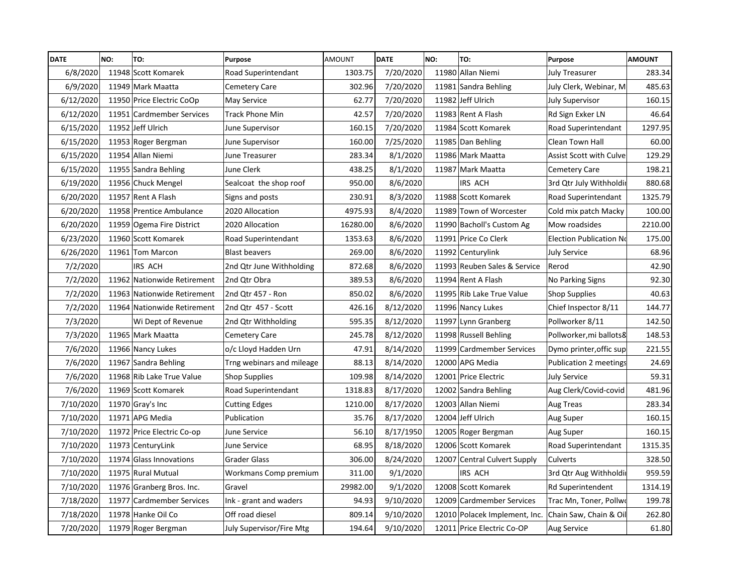| DATE | NO: | TO: | Purpose | AMOUNT | DATE | NO: | TO: | Purpose | AMOUNT |
|---|---|---|---|---|---|---|---|---|---|
| 6/8/2020 | 11948 | Scott Komarek | Road Superintendant | 1303.75 | 7/20/2020 | 11980 | Allan Niemi | July Treasurer | 283.34 |
| 6/9/2020 | 11949 | Mark Maatta | Cemetery Care | 302.96 | 7/20/2020 | 11981 | Sandra Behling | July Clerk, Webinar, M | 485.63 |
| 6/12/2020 | 11950 | Price Electric CoOp | May Service | 62.77 | 7/20/2020 | 11982 | Jeff Ulrich | July Supervisor | 160.15 |
| 6/12/2020 | 11951 | Cardmember Services | Track Phone Min | 42.57 | 7/20/2020 | 11983 | Rent A Flash | Rd Sign Exker LN | 46.64 |
| 6/15/2020 | 11952 | Jeff Ulrich | June Supervisor | 160.15 | 7/20/2020 | 11984 | Scott Komarek | Road Superintendant | 1297.95 |
| 6/15/2020 | 11953 | Roger Bergman | June Supervisor | 160.00 | 7/25/2020 | 11985 | Dan Behling | Clean Town Hall | 60.00 |
| 6/15/2020 | 11954 | Allan Niemi | June Treasurer | 283.34 | 8/1/2020 | 11986 | Mark Maatta | Assist Scott with Culve | 129.29 |
| 6/15/2020 | 11955 | Sandra Behling | June Clerk | 438.25 | 8/1/2020 | 11987 | Mark Maatta | Cemetery Care | 198.21 |
| 6/19/2020 | 11956 | Chuck Mengel | Sealcoat the shop roof | 950.00 | 8/6/2020 | | IRS ACH | 3rd Qtr July Withholdi | 880.68 |
| 6/20/2020 | 11957 | Rent A Flash | Signs and posts | 230.91 | 8/3/2020 | 11988 | Scott Komarek | Road Superintendant | 1325.79 |
| 6/20/2020 | 11958 | Prentice Ambulance | 2020 Allocation | 4975.93 | 8/4/2020 | 11989 | Town of Worcester | Cold mix patch Macky | 100.00 |
| 6/20/2020 | 11959 | Ogema Fire District | 2020 Allocation | 16280.00 | 8/6/2020 | 11990 | Bacholl's Custom Ag | Mow roadsides | 2210.00 |
| 6/23/2020 | 11960 | Scott Komarek | Road Superintendant | 1353.63 | 8/6/2020 | 11991 | Price Co Clerk | Election Publication N | 175.00 |
| 6/26/2020 | 11961 | Tom Marcon | Blast beavers | 269.00 | 8/6/2020 | 11992 | Centurylink | July Service | 68.96 |
| 7/2/2020 | | IRS ACH | 2nd Qtr June Withholding | 872.68 | 8/6/2020 | 11993 | Reuben Sales & Service | Rerod | 42.90 |
| 7/2/2020 | 11962 | Nationwide Retirement | 2nd Qtr Obra | 389.53 | 8/6/2020 | 11994 | Rent A Flash | No Parking Signs | 92.30 |
| 7/2/2020 | 11963 | Nationwide Retirement | 2nd Qtr 457 - Ron | 850.02 | 8/6/2020 | 11995 | Rib Lake True Value | Shop Supplies | 40.63 |
| 7/2/2020 | 11964 | Nationwide Retirement | 2nd Qtr 457 - Scott | 426.16 | 8/12/2020 | 11996 | Nancy Lukes | Chief Inspector 8/11 | 144.77 |
| 7/3/2020 | | Wi Dept of Revenue | 2nd Qtr Withholding | 595.35 | 8/12/2020 | 11997 | Lynn Granberg | Pollworker 8/11 | 142.50 |
| 7/3/2020 | 11965 | Mark Maatta | Cemetery Care | 245.78 | 8/12/2020 | 11998 | Russell Behling | Pollworker,mi ballots& | 148.53 |
| 7/6/2020 | 11966 | Nancy Lukes | o/c Lloyd Hadden Urn | 47.91 | 8/14/2020 | 11999 | Cardmember Services | Dymo printer,offic sup | 221.55 |
| 7/6/2020 | 11967 | Sandra Behling | Trng webinars and mileage | 88.13 | 8/14/2020 | 12000 | APG Media | Publication 2 meetings | 24.69 |
| 7/6/2020 | 11968 | Rib Lake True Value | Shop Supplies | 109.98 | 8/14/2020 | 12001 | Price Electric | July Service | 59.31 |
| 7/6/2020 | 11969 | Scott Komarek | Road Superintendant | 1318.83 | 8/17/2020 | 12002 | Sandra Behling | Aug Clerk/Covid-covid | 481.96 |
| 7/10/2020 | 11970 | Gray's Inc | Cutting Edges | 1210.00 | 8/17/2020 | 12003 | Allan Niemi | Aug Treas | 283.34 |
| 7/10/2020 | 11971 | APG Media | Publication | 35.76 | 8/17/2020 | 12004 | Jeff Ulrich | Aug Super | 160.15 |
| 7/10/2020 | 11972 | Price Electric Co-op | June Service | 56.10 | 8/17/1950 | 12005 | Roger Bergman | Aug Super | 160.15 |
| 7/10/2020 | 11973 | CenturyLink | June Service | 68.95 | 8/18/2020 | 12006 | Scott Komarek | Road Superintendant | 1315.35 |
| 7/10/2020 | 11974 | Glass Innovations | Grader Glass | 306.00 | 8/24/2020 | 12007 | Central Culvert Supply | Culverts | 328.50 |
| 7/10/2020 | 11975 | Rural Mutual | Workmans Comp premium | 311.00 | 9/1/2020 | | IRS ACH | 3rd Qtr Aug Withholdi | 959.59 |
| 7/10/2020 | 11976 | Granberg Bros. Inc. | Gravel | 29982.00 | 9/1/2020 | 12008 | Scott Komarek | Rd Superintendent | 1314.19 |
| 7/18/2020 | 11977 | Cardmember Services | Ink - grant and waders | 94.93 | 9/10/2020 | 12009 | Cardmember Services | Trac Mn, Toner, Pollw | 199.78 |
| 7/18/2020 | 11978 | Hanke Oil Co | Off road diesel | 809.14 | 9/10/2020 | 12010 | Polacek Implement, Inc. | Chain Saw, Chain & Oil | 262.80 |
| 7/20/2020 | 11979 | Roger Bergman | July Supervisor/Fire Mtg | 194.64 | 9/10/2020 | 12011 | Price Electric Co-OP | Aug Service | 61.80 |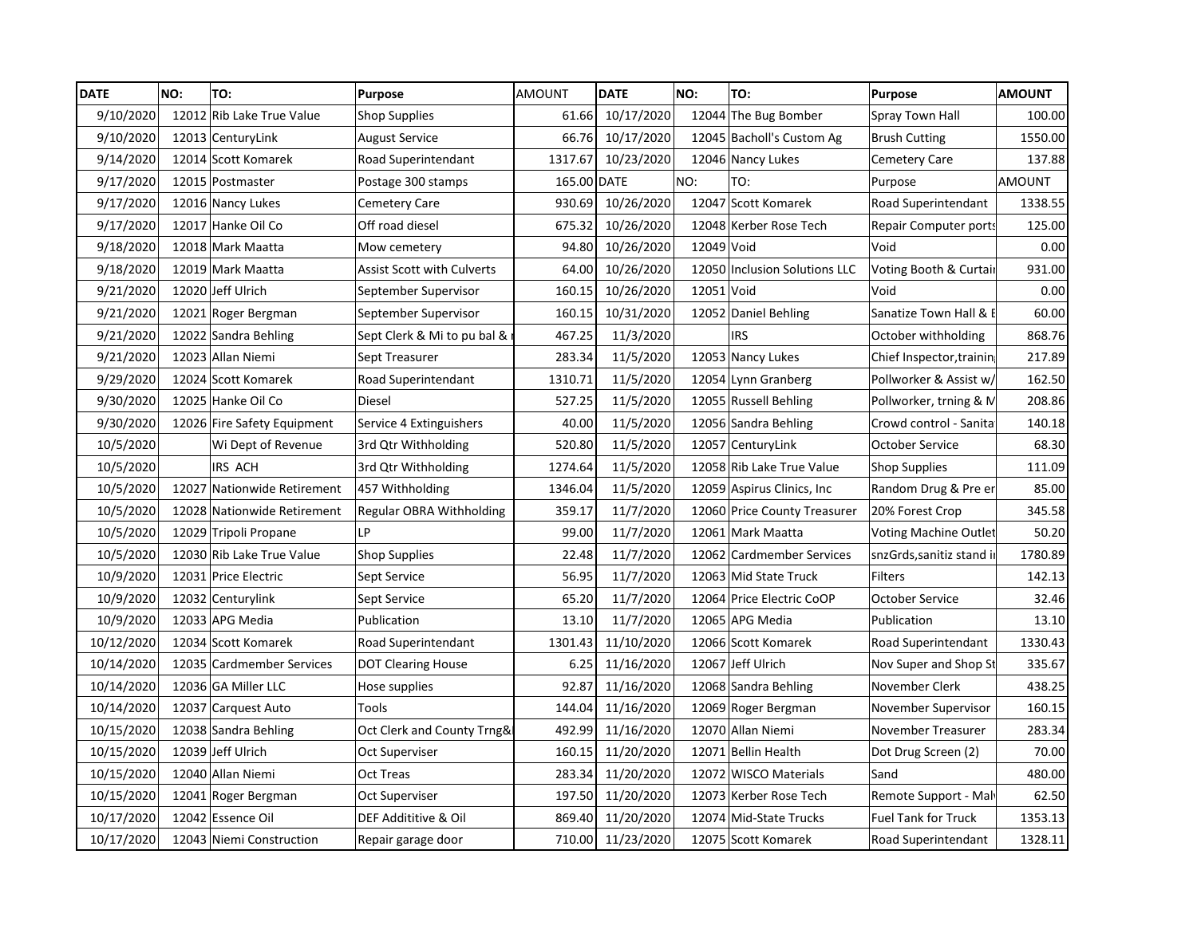| DATE | NO: | TO: | Purpose | AMOUNT | DATE | NO: | TO: | Purpose | AMOUNT |
|---|---|---|---|---|---|---|---|---|---|
| 9/10/2020 | 12012 | Rib Lake True Value | Shop Supplies | 61.66 | 10/17/2020 | 12044 | The Bug Bomber | Spray Town Hall | 100.00 |
| 9/10/2020 | 12013 | CenturyLink | August Service | 66.76 | 10/17/2020 | 12045 | Bacholl's Custom Ag | Brush Cutting | 1550.00 |
| 9/14/2020 | 12014 | Scott Komarek | Road Superintendant | 1317.67 | 10/23/2020 | 12046 | Nancy Lukes | Cemetery Care | 137.88 |
| 9/17/2020 | 12015 | Postmaster | Postage 300 stamps | 165.00 | DATE | NO: | TO: | Purpose | AMOUNT |
| 9/17/2020 | 12016 | Nancy Lukes | Cemetery Care | 930.69 | 10/26/2020 | 12047 | Scott Komarek | Road Superintendant | 1338.55 |
| 9/17/2020 | 12017 | Hanke Oil Co | Off road diesel | 675.32 | 10/26/2020 | 12048 | Kerber Rose Tech | Repair Computer ports | 125.00 |
| 9/18/2020 | 12018 | Mark Maatta | Mow cemetery | 94.80 | 10/26/2020 | 12049 | Void | Void | 0.00 |
| 9/18/2020 | 12019 | Mark Maatta | Assist Scott with Culverts | 64.00 | 10/26/2020 | 12050 | Inclusion Solutions LLC | Voting Booth & Curtair | 931.00 |
| 9/21/2020 | 12020 | Jeff Ulrich | September Supervisor | 160.15 | 10/26/2020 | 12051 | Void | Void | 0.00 |
| 9/21/2020 | 12021 | Roger Bergman | September Supervisor | 160.15 | 10/31/2020 | 12052 | Daniel Behling | Sanatize Town Hall & E | 60.00 |
| 9/21/2020 | 12022 | Sandra Behling | Sept Clerk & Mi to pu bal & | 467.25 | 11/3/2020 | | IRS | October withholding | 868.76 |
| 9/21/2020 | 12023 | Allan Niemi | Sept Treasurer | 283.34 | 11/5/2020 | 12053 | Nancy Lukes | Chief Inspector,trainin | 217.89 |
| 9/29/2020 | 12024 | Scott Komarek | Road Superintendant | 1310.71 | 11/5/2020 | 12054 | Lynn Granberg | Pollworker & Assist w/ | 162.50 |
| 9/30/2020 | 12025 | Hanke Oil Co | Diesel | 527.25 | 11/5/2020 | 12055 | Russell Behling | Pollworker, trng & M | 208.86 |
| 9/30/2020 | 12026 | Fire Safety Equipment | Service 4 Extinguishers | 40.00 | 11/5/2020 | 12056 | Sandra Behling | Crowd control - Sanita | 140.18 |
| 10/5/2020 | | Wi Dept of Revenue | 3rd Qtr Withholding | 520.80 | 11/5/2020 | 12057 | CenturyLink | October Service | 68.30 |
| 10/5/2020 | | IRS ACH | 3rd Qtr Withholding | 1274.64 | 11/5/2020 | 12058 | Rib Lake True Value | Shop Supplies | 111.09 |
| 10/5/2020 | 12027 | Nationwide Retirement | 457 Withholding | 1346.04 | 11/5/2020 | 12059 | Aspirus Clinics, Inc | Random Drug & Pre er | 85.00 |
| 10/5/2020 | 12028 | Nationwide Retirement | Regular OBRA Withholding | 359.17 | 11/7/2020 | 12060 | Price County Treasurer | 20% Forest Crop | 345.58 |
| 10/5/2020 | 12029 | Tripoli Propane | LP | 99.00 | 11/7/2020 | 12061 | Mark Maatta | Voting Machine Outlet | 50.20 |
| 10/5/2020 | 12030 | Rib Lake True Value | Shop Supplies | 22.48 | 11/7/2020 | 12062 | Cardmember Services | snzGrds,sanitiz stand i | 1780.89 |
| 10/9/2020 | 12031 | Price Electric | Sept Service | 56.95 | 11/7/2020 | 12063 | Mid State Truck | Filters | 142.13 |
| 10/9/2020 | 12032 | Centurylink | Sept Service | 65.20 | 11/7/2020 | 12064 | Price Electric CoOP | October Service | 32.46 |
| 10/9/2020 | 12033 | APG Media | Publication | 13.10 | 11/7/2020 | 12065 | APG Media | Publication | 13.10 |
| 10/12/2020 | 12034 | Scott Komarek | Road Superintendant | 1301.43 | 11/10/2020 | 12066 | Scott Komarek | Road Superintendant | 1330.43 |
| 10/14/2020 | 12035 | Cardmember Services | DOT Clearing House | 6.25 | 11/16/2020 | 12067 | Jeff Ulrich | Nov Super and Shop St | 335.67 |
| 10/14/2020 | 12036 | GA Miller LLC | Hose supplies | 92.87 | 11/16/2020 | 12068 | Sandra Behling | November Clerk | 438.25 |
| 10/14/2020 | 12037 | Carquest Auto | Tools | 144.04 | 11/16/2020 | 12069 | Roger Bergman | November Supervisor | 160.15 |
| 10/15/2020 | 12038 | Sandra Behling | Oct Clerk and County Trng& | 492.99 | 11/16/2020 | 12070 | Allan Niemi | November Treasurer | 283.34 |
| 10/15/2020 | 12039 | Jeff Ulrich | Oct Superviser | 160.15 | 11/20/2020 | 12071 | Bellin Health | Dot Drug Screen (2) | 70.00 |
| 10/15/2020 | 12040 | Allan Niemi | Oct Treas | 283.34 | 11/20/2020 | 12072 | WISCO Materials | Sand | 480.00 |
| 10/15/2020 | 12041 | Roger Bergman | Oct Superviser | 197.50 | 11/20/2020 | 12073 | Kerber Rose Tech | Remote Support - Mal | 62.50 |
| 10/17/2020 | 12042 | Essence Oil | DEF Addititive & Oil | 869.40 | 11/20/2020 | 12074 | Mid-State Trucks | Fuel Tank for Truck | 1353.13 |
| 10/17/2020 | 12043 | Niemi Construction | Repair garage door | 710.00 | 11/23/2020 | 12075 | Scott Komarek | Road Superintendant | 1328.11 |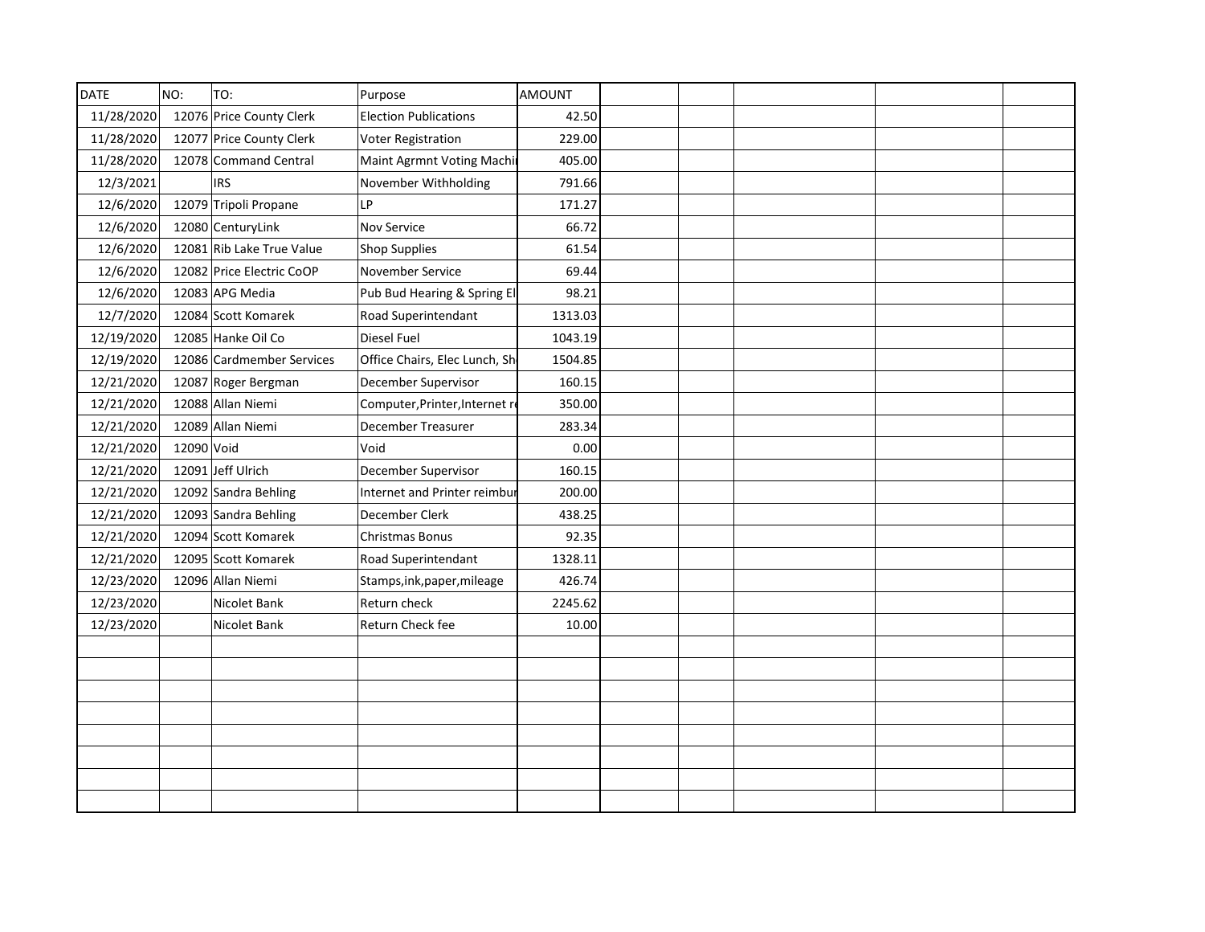| DATE | NO: | TO: | Purpose | AMOUNT | | | | | |
|---|---|---|---|---|---|---|---|---|---|
| 11/28/2020 | 12076 | Price County Clerk | Election Publications | 42.50 | | | | | |
| 11/28/2020 | 12077 | Price County Clerk | Voter Registration | 229.00 | | | | | |
| 11/28/2020 | 12078 | Command Central | Maint Agrmnt Voting Machi | 405.00 | | | | | |
| 12/3/2021 | | IRS | November Withholding | 791.66 | | | | | |
| 12/6/2020 | 12079 | Tripoli Propane | LP | 171.27 | | | | | |
| 12/6/2020 | 12080 | CenturyLink | Nov Service | 66.72 | | | | | |
| 12/6/2020 | 12081 | Rib Lake True Value | Shop Supplies | 61.54 | | | | | |
| 12/6/2020 | 12082 | Price Electric CoOP | November Service | 69.44 | | | | | |
| 12/6/2020 | 12083 | APG Media | Pub Bud Hearing & Spring El | 98.21 | | | | | |
| 12/7/2020 | 12084 | Scott Komarek | Road Superintendant | 1313.03 | | | | | |
| 12/19/2020 | 12085 | Hanke Oil Co | Diesel Fuel | 1043.19 | | | | | |
| 12/19/2020 | 12086 | Cardmember Services | Office Chairs, Elec Lunch, Sh | 1504.85 | | | | | |
| 12/21/2020 | 12087 | Roger Bergman | December Supervisor | 160.15 | | | | | |
| 12/21/2020 | 12088 | Allan Niemi | Computer,Printer,Internet r | 350.00 | | | | | |
| 12/21/2020 | 12089 | Allan Niemi | December Treasurer | 283.34 | | | | | |
| 12/21/2020 | 12090 | Void | Void | 0.00 | | | | | |
| 12/21/2020 | 12091 | Jeff Ulrich | December Supervisor | 160.15 | | | | | |
| 12/21/2020 | 12092 | Sandra Behling | Internet and Printer reimbur | 200.00 | | | | | |
| 12/21/2020 | 12093 | Sandra Behling | December Clerk | 438.25 | | | | | |
| 12/21/2020 | 12094 | Scott Komarek | Christmas Bonus | 92.35 | | | | | |
| 12/21/2020 | 12095 | Scott Komarek | Road Superintendant | 1328.11 | | | | | |
| 12/23/2020 | 12096 | Allan Niemi | Stamps,ink,paper,mileage | 426.74 | | | | | |
| 12/23/2020 | | Nicolet Bank | Return check | 2245.62 | | | | | |
| 12/23/2020 | | Nicolet Bank | Return Check fee | 10.00 | | | | | |